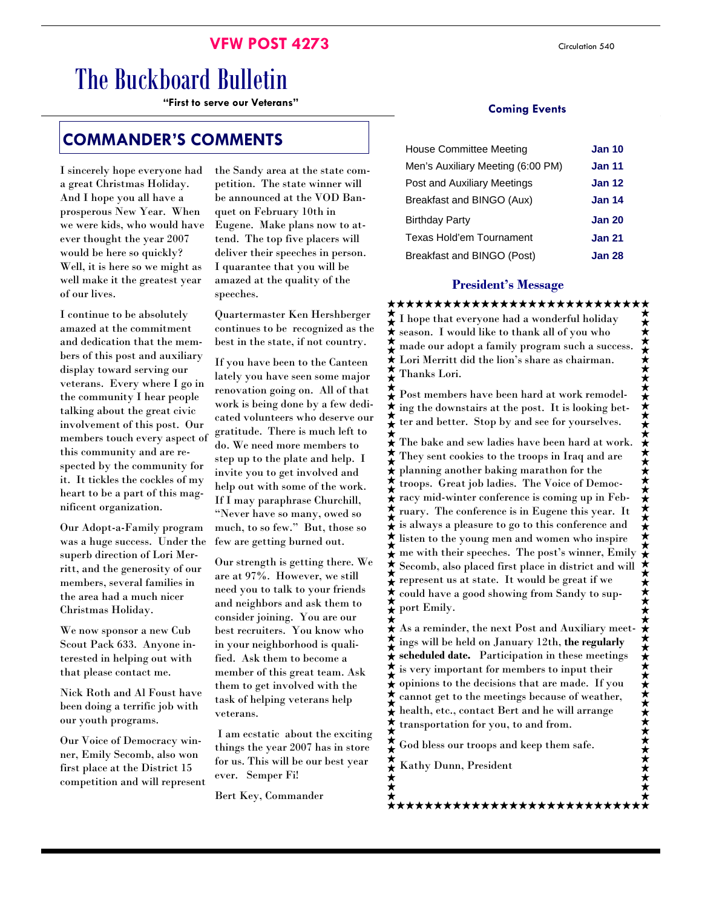**VFW POST 4273**

Circulation 540

# The Buckboard Bulletin

**"First to serve our Veterans"**

## COMMANDER'S COMMENTS

I sincerely hope everyone had a great Christmas Holiday. And I hope you all have a prosperous New Year. When we were kids, who would have ever thought the year 2007 would be here so quickly? Well, it is here so we might as well make it the greatest year of our lives.

I continue to be absolutely amazed at the commitment and dedication that the members of this post and auxiliary display toward serving our veterans. Every where I go in the community I hear people talking about the great civic involvement of this post. Our members touch every aspect of this community and are respected by the community for it. It tickles the cockles of my heart to be a part of this magnificent organization.

Our Adopt-a-Family program was a huge success. Under the superb direction of Lori Merritt, and the generosity of our members, several families in the area had a much nicer Christmas Holiday.

We now sponsor a new Cub Scout Pack 633. Anyone interested in helping out with that please contact me.

Nick Roth and Al Foust have been doing a terrific job with our youth programs.

Our Voice of Democracy winner, Emily Secomb, also won first place at the District 15 competition and will represent the Sandy area at the state competition. The state winner will be announced at the VOD Banquet on February 10th in Eugene. Make plans now to attend. The top five placers will deliver their speeches in person. I quarantee that you will be amazed at the quality of the speeches.

Quartermaster Ken Hershberger continues to be recognized as the best in the state, if not country.

If you have been to the Canteen lately you have seen some major renovation going on. All of that work is being done by a few dedicated volunteers who deserve our gratitude. There is much left to do. We need more members to step up to the plate and help. I invite you to get involved and help out with some of the work. If I may paraphrase Churchill, "Never have so many, owed so much, to so few." But, those so few are getting burned out.

Our strength is getting there. We are at 97%. However, we still need you to talk to your friends and neighbors and ask them to consider joining. You are our best recruiters. You know who in your neighborhood is qualified. Ask them to become a member of this great team. Ask them to get involved with the task of helping veterans help veterans.

I am ecstatic about the exciting things the year 2007 has in store for us. This will be our best year ever. Semper Fi!

Bert Key, Commander

## Coming Events

| Event | Date |
|---|---|
| House Committee Meeting | **Jan 10** |
| Men's Auxiliary Meeting (6:00 PM) | **Jan 11** |
| Post and Auxiliary Meetings | **Jan 12** |
| Breakfast and BINGO (Aux) | **Jan 14** |
| Birthday Party | **Jan 20** |
| Texas Hold'em Tournament | **Jan 21** |
| Breakfast and BINGO (Post) | **Jan 28** |

## President's Message

I hope that everyone had a wonderful holiday season. I would like to thank all of you who made our adopt a family program such a success. Lori Merritt did the lion's share as chairman. Thanks Lori.

Post members have been hard at work remodeling the downstairs at the post. It is looking better and better. Stop by and see for yourselves.

The bake and sew ladies have been hard at work. They sent cookies to the troops in Iraq and are planning another baking marathon for the troops. Great job ladies. The Voice of Democracy mid-winter conference is coming up in February. The conference is in Eugene this year. It is always a pleasure to go to this conference and listen to the young men and women who inspire me with their speeches. The post's winner, Emily Secomb, also placed first place in district and will represent us at state. It would be great if we could have a good showing from Sandy to support Emily.

As a reminder, the next Post and Auxiliary meetings will be held on January 12th, **the regularly scheduled date.** Participation in these meetings is very important for members to input their opinions to the decisions that are made. If you cannot get to the meetings because of weather, health, etc., contact Bert and he will arrange transportation for you, to and from.

God bless our troops and keep them safe.

Kathy Dunn, President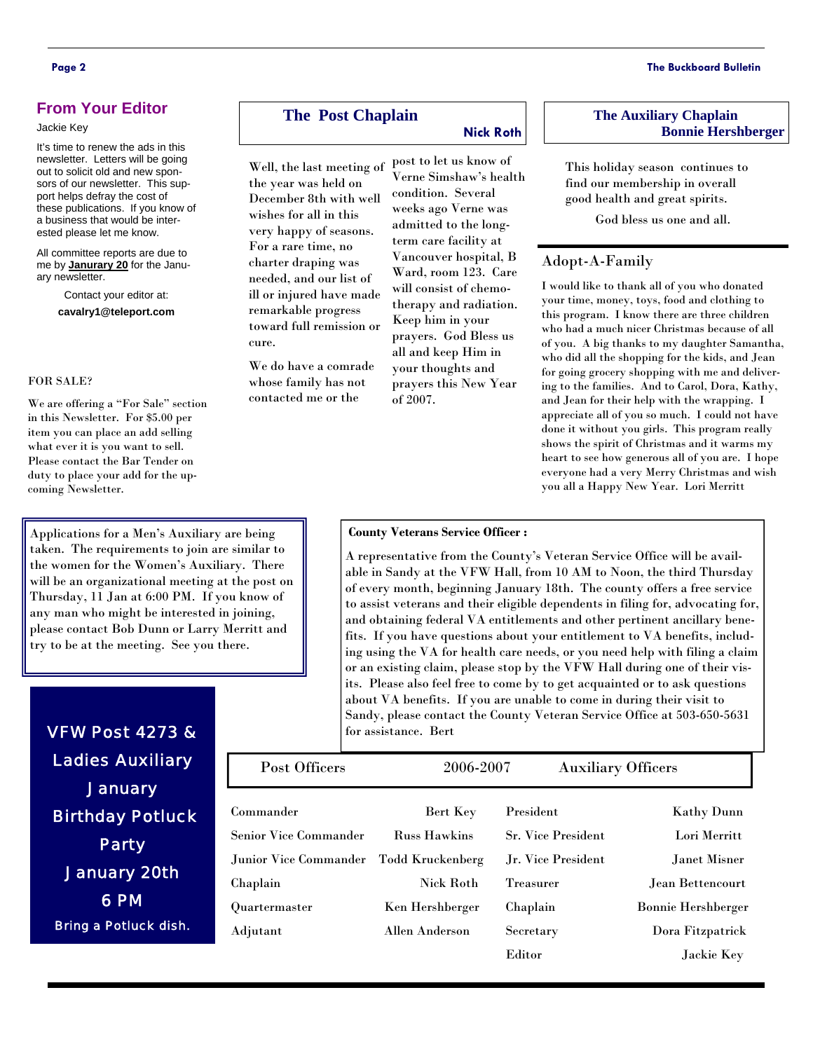## From Your Editor

Jackie Key

It's time to renew the ads in this newsletter. Letters will be going out to solicit old and new sponsors of our newsletter. This support helps defray the cost of these publications. If you know of a business that would be interested please let me know.

All committee reports are due to me by **Janurary 20** for the January newsletter.

Contact your editor at:

**cavalry1@teleport.com**

FOR SALE?

We are offering a "For Sale" section in this Newsletter. For $5.00 per item you can place an add selling what ever it is you want to sell. Please contact the Bar Tender on duty to place your add for the upcoming Newsletter.

## The Post Chaplain

**Nick Roth**

Well, the last meeting of the year was held on December 8th with well wishes for all in this very happy of seasons. For a rare time, no charter draping was needed, and our list of ill or injured have made remarkable progress toward full remission or cure.

We do have a comrade whose family has not contacted me or the post to let us know of Verne Simshaw's health condition. Several weeks ago Verne was admitted to the long-term care facility at Vancouver hospital, B Ward, room 123. Care will consist of chemotherapy and radiation. Keep him in your prayers. God Bless us all and keep Him in your thoughts and prayers this New Year of 2007.

## The Auxiliary Chaplain

**Bonnie Hershberger**

This holiday season continues to find our membership in overall good health and great spirits.

God bless us one and all.

## Adopt-A-Family

I would like to thank all of you who donated your time, money, toys, food and clothing to this program. I know there are three children who had a much nicer Christmas because of all of you. A big thanks to my daughter Samantha, who did all the shopping for the kids, and Jean for going grocery shopping with me and delivering to the families. And to Carol, Dora, Kathy, and Jean for their help with the wrapping. I appreciate all of you so much. I could not have done it without you girls. This program really shows the spirit of Christmas and it warms my heart to see how generous all of you are. I hope everyone had a very Merry Christmas and wish you all a Happy New Year. Lori Merritt

Applications for a Men's Auxiliary are being taken. The requirements to join are similar to the women for the Women's Auxiliary. There will be an organizational meeting at the post on Thursday, 11 Jan at 6:00 PM. If you know of any man who might be interested in joining, please contact Bob Dunn or Larry Merritt and try to be at the meeting. See you there.

**County Veterans Service Officer :**

A representative from the County's Veteran Service Office will be available in Sandy at the VFW Hall, from 10 AM to Noon, the third Thursday of every month, beginning January 18th. The county offers a free service to assist veterans and their eligible dependents in filing for, advocating for, and obtaining federal VA entitlements and other pertinent ancillary benefits. If you have questions about your entitlement to VA benefits, including using the VA for health care needs, or you need help with filing a claim or an existing claim, please stop by the VFW Hall during one of their visits. Please also feel free to come by to get acquainted or to ask questions about VA benefits. If you are unable to come in during their visit to Sandy, please contact the County Veteran Service Office at 503-650-5631 for assistance. Bert

**VFW Post 4273 & Ladies Auxiliary January Birthday Potluck Party January 20th 6 PM**

Bring a Potluck dish.

| Post Officers | 2006-2007 | Auxiliary Officers | |
|---|---|---|---|
| Commander | Bert Key | President | Kathy Dunn |
| Senior Vice Commander | Russ Hawkins | Sr. Vice President | Lori Merritt |
| Junior Vice Commander | Todd Kruckenberg | Jr. Vice President | Janet Misner |
| Chaplain | Nick Roth | Treasurer | Jean Bettencourt |
| Quartermaster | Ken Hershberger | Chaplain | Bonnie Hershberger |
| Adjutant | Allen Anderson | Secretary | Dora Fitzpatrick |
| | | Editor | Jackie Key |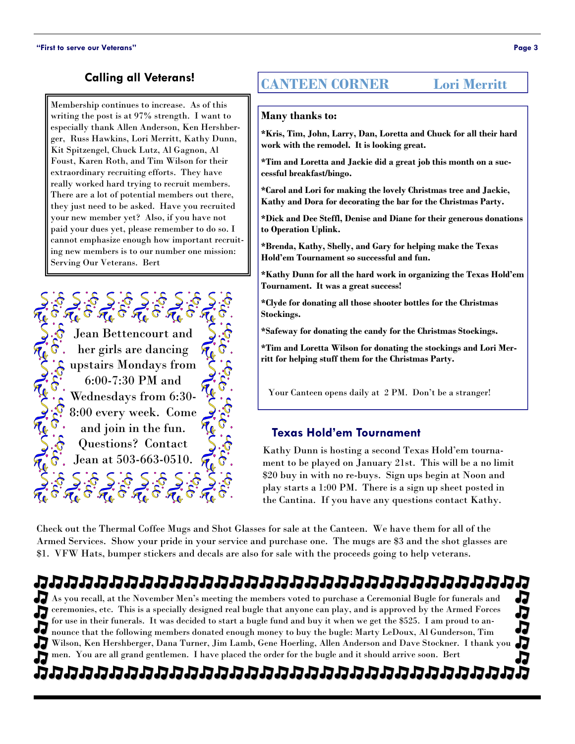## Calling all Veterans!

Membership continues to increase. As of this writing the post is at 97% strength. I want to especially thank Allen Anderson, Ken Hershberger, Russ Hawkins, Lori Merritt, Kathy Dunn, Kit Spitzengel, Chuck Lutz, Al Gagnon, Al Foust, Karen Roth, and Tim Wilson for their extraordinary recruiting efforts. They have really worked hard trying to recruit members. There are a lot of potential members out there, they just need to be asked. Have you recruited your new member yet? Also, if you have not paid your dues yet, please remember to do so. I cannot emphasize enough how important recruiting new members is to our number one mission: Serving Our Veterans. Bert

Jean Bettencourt and her girls are dancing upstairs Mondays from 6:00-7:30 PM and Wednesdays from 6:30-8:00 every week. Come and join in the fun. Questions? Contact Jean at 503-663-0510.

## CANTEEN CORNER — Lori Merritt

**Many thanks to:**

**\*Kris, Tim, John, Larry, Dan, Loretta and Chuck for all their hard work with the remodel. It is looking great.**

**\*Tim and Loretta and Jackie did a great job this month on a successful breakfast/bingo.**

**\*Carol and Lori for making the lovely Christmas tree and Jackie, Kathy and Dora for decorating the bar for the Christmas Party.**

**\*Dick and Dee Steffl, Denise and Diane for their generous donations to Operation Uplink.**

**\*Brenda, Kathy, Shelly, and Gary for helping make the Texas Hold'em Tournament so successful and fun.**

**\*Kathy Dunn for all the hard work in organizing the Texas Hold'em Tournament. It was a great success!**

**\*Clyde for donating all those shooter bottles for the Christmas Stockings.**

**\*Safeway for donating the candy for the Christmas Stockings.**

**\*Tim and Loretta Wilson for donating the stockings and Lori Merritt for helping stuff them for the Christmas Party.**

Your Canteen opens daily at 2 PM. Don't be a stranger!

## Texas Hold'em Tournament

Kathy Dunn is hosting a second Texas Hold'em tournament to be played on January 21st. This will be a no limit $20 buy in with no re-buys. Sign ups begin at Noon and play starts a 1:00 PM. There is a sign up sheet posted in the Cantina. If you have any questions contact Kathy.

Check out the Thermal Coffee Mugs and Shot Glasses for sale at the Canteen. We have them for all of the Armed Services. Show your pride in your service and purchase one. The mugs are $3 and the shot glasses are $1. VFW Hats, bumper stickers and decals are also for sale with the proceeds going to help veterans.

As you recall, at the November Men's meeting the members voted to purchase a Ceremonial Bugle for funerals and ceremonies, etc. This is a specially designed real bugle that anyone can play, and is approved by the Armed Forces for use in their funerals. It was decided to start a bugle fund and buy it when we get the $525. I am proud to announce that the following members donated enough money to buy the bugle: Marty LeDoux, Al Gunderson, Tim Wilson, Ken Hershberger, Dana Turner, Jim Lamb, Gene Hoerling, Allen Anderson and Dave Stockner. I thank you men. You are all grand gentlemen. I have placed the order for the bugle and it should arrive soon. Bert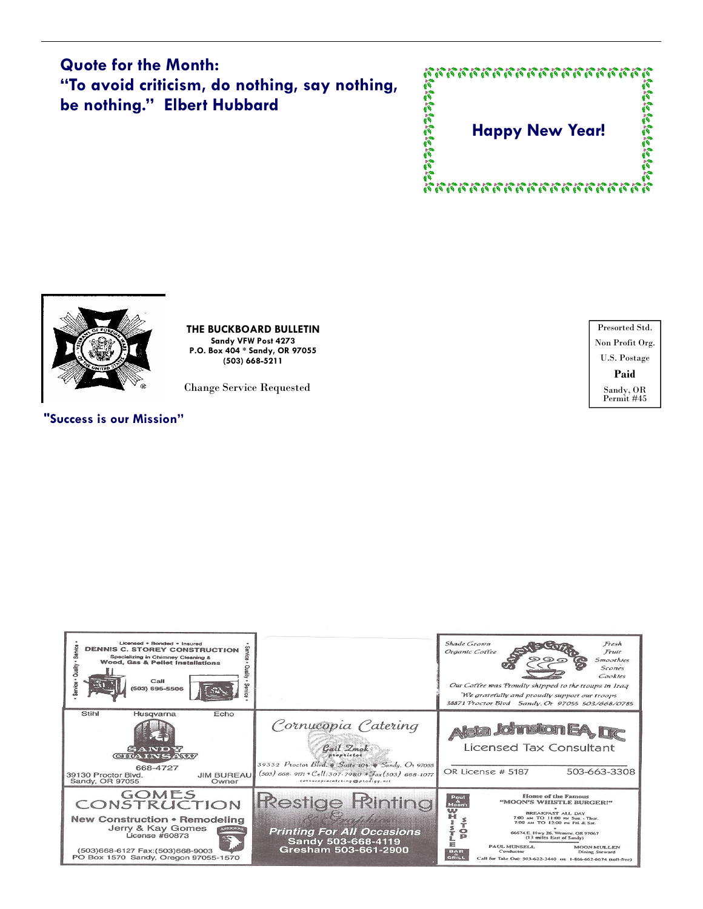**Quote for the Month:**
**"To avoid criticism, do nothing, say nothing, be nothing." Elbert Hubbard**

**Happy New Year!**

**THE BUCKBOARD BULLETIN**
Sandy VFW Post 4273
P.O. Box 404 * Sandy, OR 97055
(503) 668-5211

Change Service Requested

"Success is our Mission"

Presorted Std.
Non Profit Org.
U.S. Postage
**Paid**
Sandy, OR
Permit #45

Licensed • Bonded • Insured
**DENNIS C. STOREY CONSTRUCTION**
Specializing in Chimney Cleaning & Wood, Gas & Pellet Installations
Call (503) 695-5506
• Service • Quality • Service •

Shade Grown Organic Coffee
Sandy's Coffee Co.
Fresh Fruit Smoothies Scones Cookies
Our Coffee was Proudly shipped to the troops in Iraq
We gratefully and proudly support our troops
38871 Proctor Blvd Sandy, Or 97055 503/668/0785

Stihl Husqvarna Echo
SANDY CHAINSAW
668-4727
39130 Proctor Blvd. Sandy, OR 97055
JIM BUREAU Owner

Cornucopia Catering
Gail Zmok proprietor
39332 Proctor Blvd. • Suite 104 • Sandy, Or 97055
(503) 668-9171 • Cell: 307-7980 • Fax (503) 668-1077
cornucopiacatering@prodigy.net

Aleta Johnston EA, LLC
Licensed Tax Consultant
OR License # 5187 503-663-3308

GOMES CONSTRUCTION
New Construction • Remodeling
Jerry & Kay Gomes
License #60873
(503)668-6127 Fax:(503)668-9003
PO Box 1570 Sandy, Oregon 97055-1570

Prestige Printing & Graphics
Printing For All Occasions
Sandy 503-668-4119
Gresham 503-661-2900

Paul & Moon's WHISTLE STOP BAR & GRILL
Home of the Famous "MOON'S WHISTLE BURGER!"
BREAKFAST ALL DAY
7:00 AM TO 11:00 PM Sun. - Thur.
7:00 AM TO 12:00 PM Fri. & Sat.
66674 E. Hwy 26, Wemme, OR 97067
(13 miles East of Sandy)
PAUL MUNSELL Conductor
MOON MULLEN Dining Steward
Call for Take Out: 503-622-3440 or 1-866-662-6674 (toll-free)